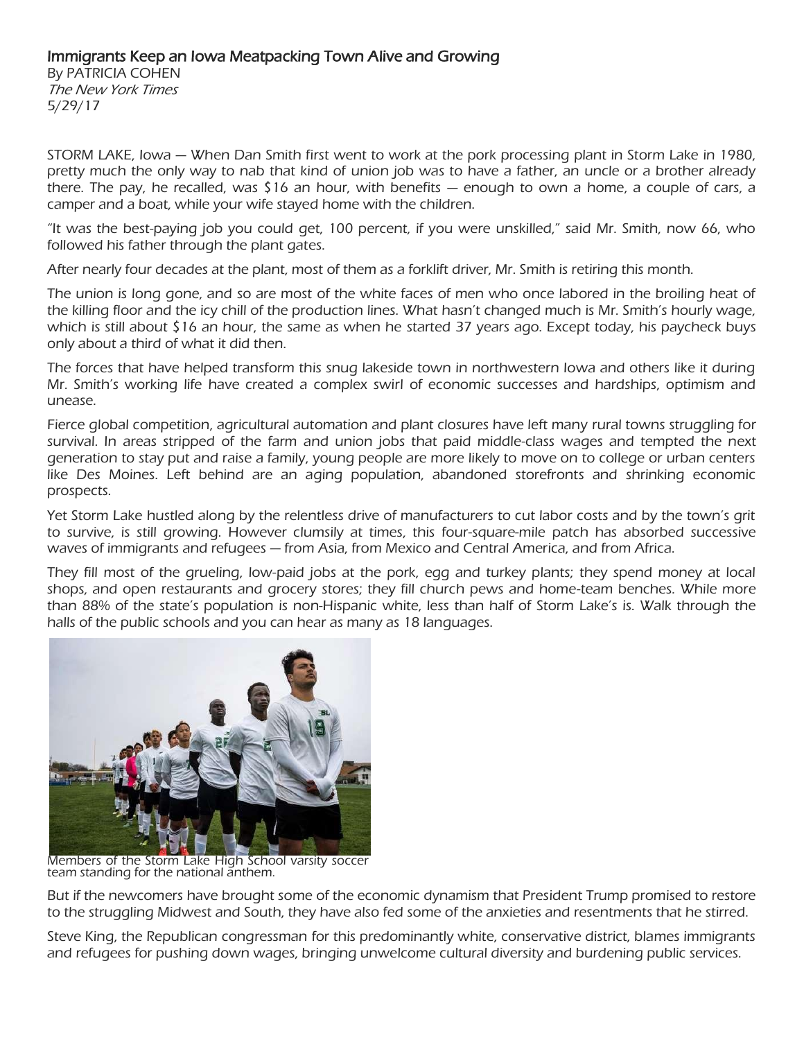# Immigrants Keep an Iowa Meatpacking Town Alive and Growing

By PATRICIA COHEN
*The New York Times*
5/29/17

STORM LAKE, Iowa — When Dan Smith first went to work at the pork processing plant in Storm Lake in 1980, pretty much the only way to nab that kind of union job was to have a father, an uncle or a brother already there. The pay, he recalled, was $16 an hour, with benefits — enough to own a home, a couple of cars, a camper and a boat, while your wife stayed home with the children.

"It was the best-paying job you could get, 100 percent, if you were unskilled," said Mr. Smith, now 66, who followed his father through the plant gates.

After nearly four decades at the plant, most of them as a forklift driver, Mr. Smith is retiring this month.

The union is long gone, and so are most of the white faces of men who once labored in the broiling heat of the killing floor and the icy chill of the production lines. What hasn't changed much is Mr. Smith's hourly wage, which is still about $16 an hour, the same as when he started 37 years ago. Except today, his paycheck buys only about a third of what it did then.

The forces that have helped transform this snug lakeside town in northwestern Iowa and others like it during Mr. Smith's working life have created a complex swirl of economic successes and hardships, optimism and unease.

Fierce global competition, agricultural automation and plant closures have left many rural towns struggling for survival. In areas stripped of the farm and union jobs that paid middle-class wages and tempted the next generation to stay put and raise a family, young people are more likely to move on to college or urban centers like Des Moines. Left behind are an aging population, abandoned storefronts and shrinking economic prospects.

Yet Storm Lake hustled along by the relentless drive of manufacturers to cut labor costs and by the town's grit to survive, is still growing. However clumsily at times, this four-square-mile patch has absorbed successive waves of immigrants and refugees — from Asia, from Mexico and Central America, and from Africa.

They fill most of the grueling, low-paid jobs at the pork, egg and turkey plants; they spend money at local shops, and open restaurants and grocery stores; they fill church pews and home-team benches. While more than 88% of the state's population is non-Hispanic white, less than half of Storm Lake's is. Walk through the halls of the public schools and you can hear as many as 18 languages.

Members of the Storm Lake High School varsity soccer team standing for the national anthem.

But if the newcomers have brought some of the economic dynamism that President Trump promised to restore to the struggling Midwest and South, they have also fed some of the anxieties and resentments that he stirred.

Steve King, the Republican congressman for this predominantly white, conservative district, blames immigrants and refugees for pushing down wages, bringing unwelcome cultural diversity and burdening public services.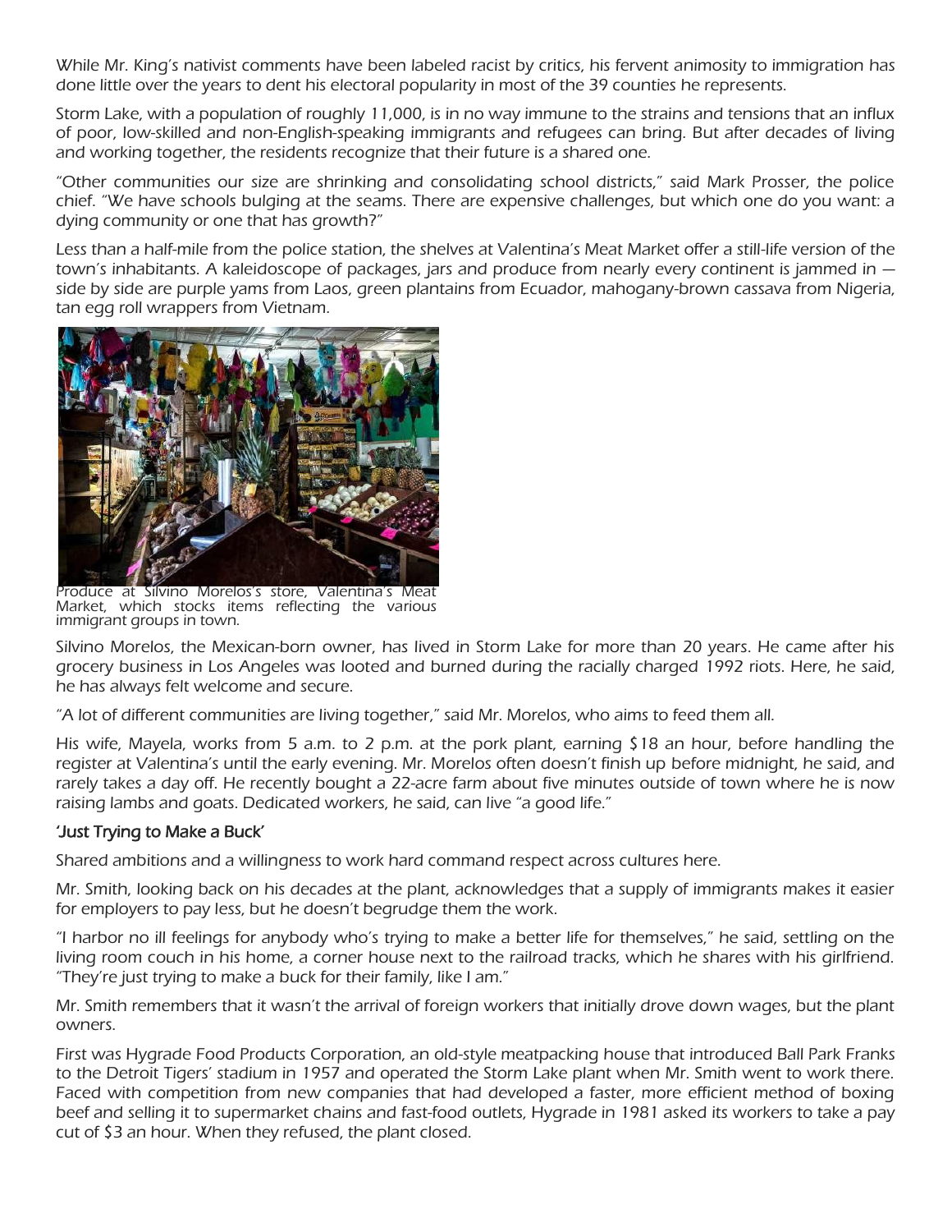While Mr. King's nativist comments have been labeled racist by critics, his fervent animosity to immigration has done little over the years to dent his electoral popularity in most of the 39 counties he represents.

Storm Lake, with a population of roughly 11,000, is in no way immune to the strains and tensions that an influx of poor, low-skilled and non-English-speaking immigrants and refugees can bring. But after decades of living and working together, the residents recognize that their future is a shared one.

"Other communities our size are shrinking and consolidating school districts," said Mark Prosser, the police chief. "We have schools bulging at the seams. There are expensive challenges, but which one do you want: a dying community or one that has growth?"

Less than a half-mile from the police station, the shelves at Valentina's Meat Market offer a still-life version of the town's inhabitants. A kaleidoscope of packages, jars and produce from nearly every continent is jammed in — side by side are purple yams from Laos, green plantains from Ecuador, mahogany-brown cassava from Nigeria, tan egg roll wrappers from Vietnam.

Produce at Silvino Morelos's store, Valentina's Meat Market, which stocks items reflecting the various immigrant groups in town.

Silvino Morelos, the Mexican-born owner, has lived in Storm Lake for more than 20 years. He came after his grocery business in Los Angeles was looted and burned during the racially charged 1992 riots. Here, he said, he has always felt welcome and secure.

"A lot of different communities are living together," said Mr. Morelos, who aims to feed them all.

His wife, Mayela, works from 5 a.m. to 2 p.m. at the pork plant, earning $18 an hour, before handling the register at Valentina's until the early evening. Mr. Morelos often doesn't finish up before midnight, he said, and rarely takes a day off. He recently bought a 22-acre farm about five minutes outside of town where he is now raising lambs and goats. Dedicated workers, he said, can live "a good life."

### 'Just Trying to Make a Buck'

Shared ambitions and a willingness to work hard command respect across cultures here.

Mr. Smith, looking back on his decades at the plant, acknowledges that a supply of immigrants makes it easier for employers to pay less, but he doesn't begrudge them the work.

"I harbor no ill feelings for anybody who's trying to make a better life for themselves," he said, settling on the living room couch in his home, a corner house next to the railroad tracks, which he shares with his girlfriend. "They're just trying to make a buck for their family, like I am."

Mr. Smith remembers that it wasn't the arrival of foreign workers that initially drove down wages, but the plant owners.

First was Hygrade Food Products Corporation, an old-style meatpacking house that introduced Ball Park Franks to the Detroit Tigers' stadium in 1957 and operated the Storm Lake plant when Mr. Smith went to work there. Faced with competition from new companies that had developed a faster, more efficient method of boxing beef and selling it to supermarket chains and fast-food outlets, Hygrade in 1981 asked its workers to take a pay cut of $3 an hour. When they refused, the plant closed.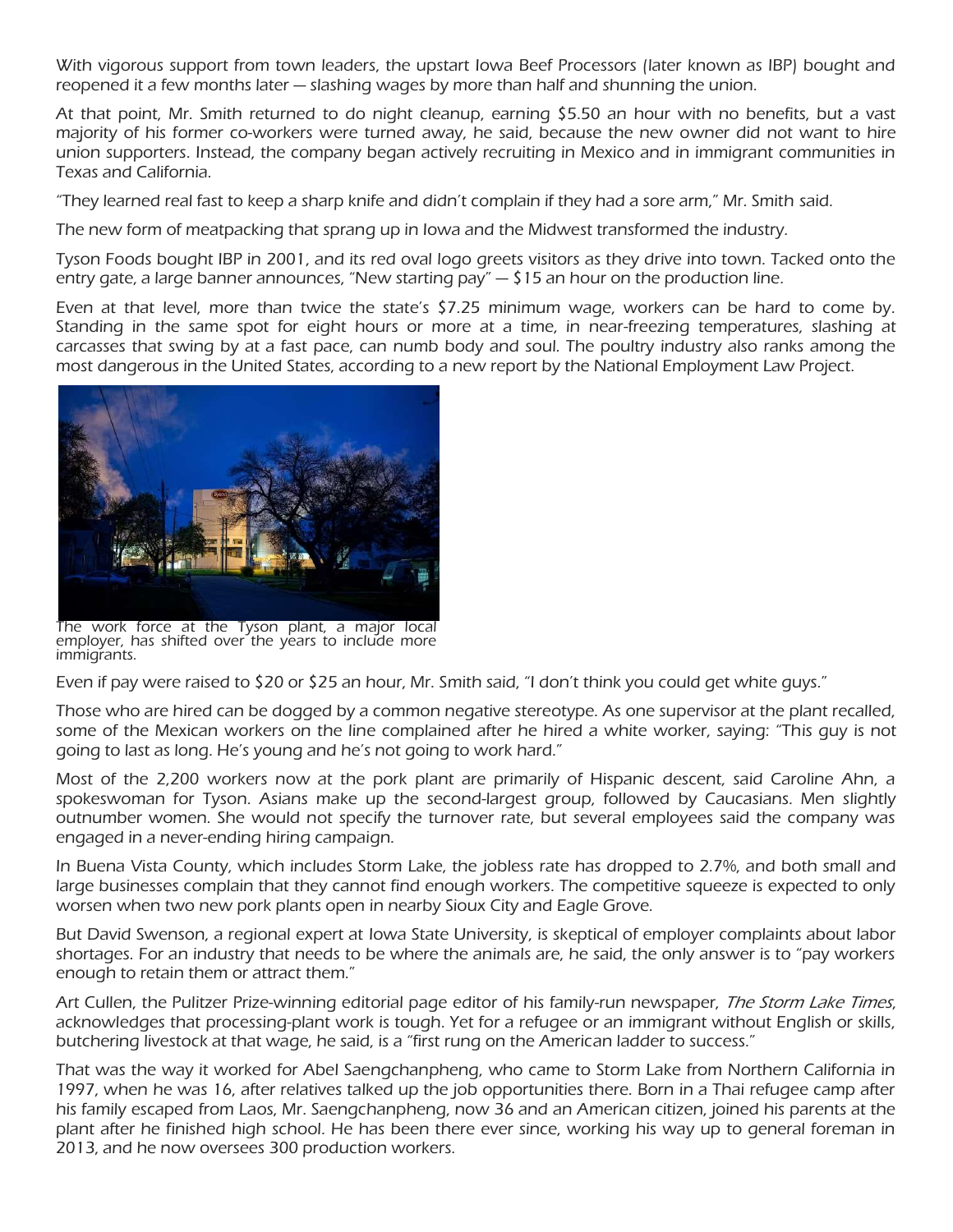With vigorous support from town leaders, the upstart Iowa Beef Processors (later known as IBP) bought and reopened it a few months later — slashing wages by more than half and shunning the union.

At that point, Mr. Smith returned to do night cleanup, earning $5.50 an hour with no benefits, but a vast majority of his former co-workers were turned away, he said, because the new owner did not want to hire union supporters. Instead, the company began actively recruiting in Mexico and in immigrant communities in Texas and California.

"They learned real fast to keep a sharp knife and didn't complain if they had a sore arm," Mr. Smith said.

The new form of meatpacking that sprang up in Iowa and the Midwest transformed the industry.

Tyson Foods bought IBP in 2001, and its red oval logo greets visitors as they drive into town. Tacked onto the entry gate, a large banner announces, "New starting pay" — $15 an hour on the production line.

Even at that level, more than twice the state's $7.25 minimum wage, workers can be hard to come by. Standing in the same spot for eight hours or more at a time, in near-freezing temperatures, slashing at carcasses that swing by at a fast pace, can numb body and soul. The poultry industry also ranks among the most dangerous in the United States, according to a new report by the National Employment Law Project.

The work force at the Tyson plant, a major local employer, has shifted over the years to include more immigrants.

Even if pay were raised to $20 or $25 an hour, Mr. Smith said, "I don't think you could get white guys."

Those who are hired can be dogged by a common negative stereotype. As one supervisor at the plant recalled, some of the Mexican workers on the line complained after he hired a white worker, saying: "This guy is not going to last as long. He's young and he's not going to work hard."

Most of the 2,200 workers now at the pork plant are primarily of Hispanic descent, said Caroline Ahn, a spokeswoman for Tyson. Asians make up the second-largest group, followed by Caucasians. Men slightly outnumber women. She would not specify the turnover rate, but several employees said the company was engaged in a never-ending hiring campaign.

In Buena Vista County, which includes Storm Lake, the jobless rate has dropped to 2.7%, and both small and large businesses complain that they cannot find enough workers. The competitive squeeze is expected to only worsen when two new pork plants open in nearby Sioux City and Eagle Grove.

But David Swenson, a regional expert at Iowa State University, is skeptical of employer complaints about labor shortages. For an industry that needs to be where the animals are, he said, the only answer is to "pay workers enough to retain them or attract them."

Art Cullen, the Pulitzer Prize-winning editorial page editor of his family-run newspaper, *The Storm Lake Times*, acknowledges that processing-plant work is tough. Yet for a refugee or an immigrant without English or skills, butchering livestock at that wage, he said, is a "first rung on the American ladder to success."

That was the way it worked for Abel Saengchanpheng, who came to Storm Lake from Northern California in 1997, when he was 16, after relatives talked up the job opportunities there. Born in a Thai refugee camp after his family escaped from Laos, Mr. Saengchanpheng, now 36 and an American citizen, joined his parents at the plant after he finished high school. He has been there ever since, working his way up to general foreman in 2013, and he now oversees 300 production workers.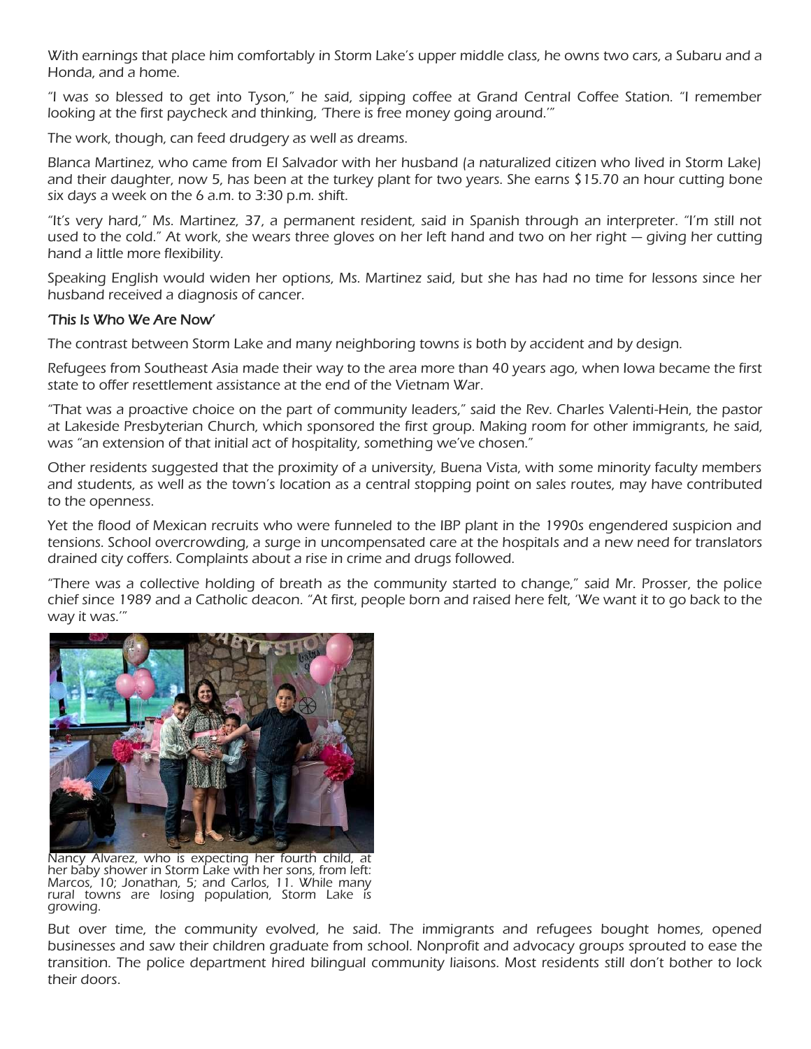With earnings that place him comfortably in Storm Lake's upper middle class, he owns two cars, a Subaru and a Honda, and a home.

"I was so blessed to get into Tyson," he said, sipping coffee at Grand Central Coffee Station. "I remember looking at the first paycheck and thinking, 'There is free money going around.'"

The work, though, can feed drudgery as well as dreams.

Blanca Martinez, who came from El Salvador with her husband (a naturalized citizen who lived in Storm Lake) and their daughter, now 5, has been at the turkey plant for two years. She earns $15.70 an hour cutting bone six days a week on the 6 a.m. to 3:30 p.m. shift.

"It's very hard," Ms. Martinez, 37, a permanent resident, said in Spanish through an interpreter. "I'm still not used to the cold." At work, she wears three gloves on her left hand and two on her right — giving her cutting hand a little more flexibility.

Speaking English would widen her options, Ms. Martinez said, but she has had no time for lessons since her husband received a diagnosis of cancer.

## 'This Is Who We Are Now'

The contrast between Storm Lake and many neighboring towns is both by accident and by design.

Refugees from Southeast Asia made their way to the area more than 40 years ago, when Iowa became the first state to offer resettlement assistance at the end of the Vietnam War.

"That was a proactive choice on the part of community leaders," said the Rev. Charles Valenti-Hein, the pastor at Lakeside Presbyterian Church, which sponsored the first group. Making room for other immigrants, he said, was "an extension of that initial act of hospitality, something we've chosen."

Other residents suggested that the proximity of a university, Buena Vista, with some minority faculty members and students, as well as the town's location as a central stopping point on sales routes, may have contributed to the openness.

Yet the flood of Mexican recruits who were funneled to the IBP plant in the 1990s engendered suspicion and tensions. School overcrowding, a surge in uncompensated care at the hospitals and a new need for translators drained city coffers. Complaints about a rise in crime and drugs followed.

"There was a collective holding of breath as the community started to change," said Mr. Prosser, the police chief since 1989 and a Catholic deacon. "At first, people born and raised here felt, 'We want it to go back to the way it was.'"

Nancy Alvarez, who is expecting her fourth child, at her baby shower in Storm Lake with her sons, from left: Marcos, 10; Jonathan, 5; and Carlos, 11. While many rural towns are losing population, Storm Lake is growing.

But over time, the community evolved, he said. The immigrants and refugees bought homes, opened businesses and saw their children graduate from school. Nonprofit and advocacy groups sprouted to ease the transition. The police department hired bilingual community liaisons. Most residents still don't bother to lock their doors.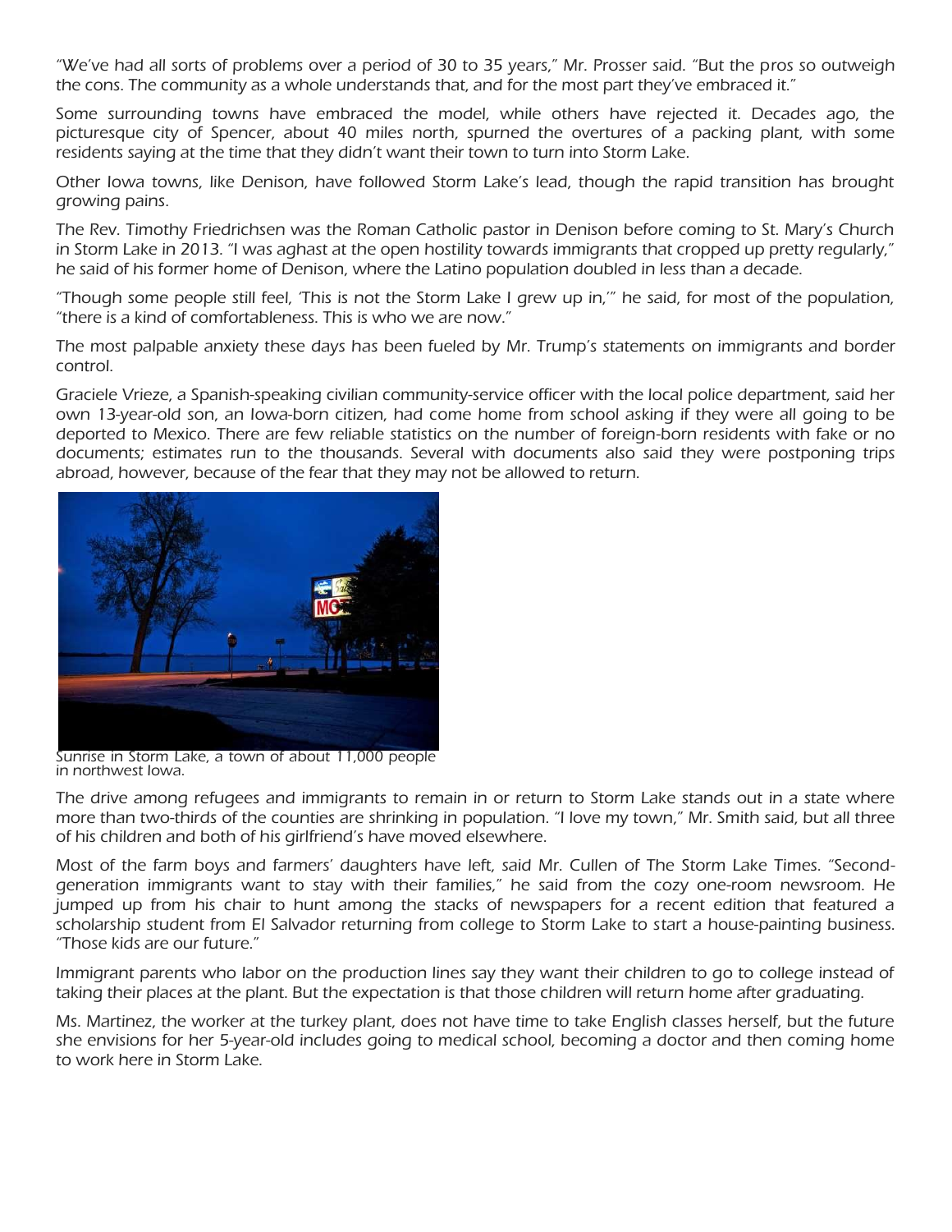"We've had all sorts of problems over a period of 30 to 35 years," Mr. Prosser said. "But the pros so outweigh the cons. The community as a whole understands that, and for the most part they've embraced it."

Some surrounding towns have embraced the model, while others have rejected it. Decades ago, the picturesque city of Spencer, about 40 miles north, spurned the overtures of a packing plant, with some residents saying at the time that they didn't want their town to turn into Storm Lake.

Other Iowa towns, like Denison, have followed Storm Lake's lead, though the rapid transition has brought growing pains.

The Rev. Timothy Friedrichsen was the Roman Catholic pastor in Denison before coming to St. Mary's Church in Storm Lake in 2013. "I was aghast at the open hostility towards immigrants that cropped up pretty regularly," he said of his former home of Denison, where the Latino population doubled in less than a decade.

"Though some people still feel, 'This is not the Storm Lake I grew up in,'" he said, for most of the population, "there is a kind of comfortableness. This is who we are now."

The most palpable anxiety these days has been fueled by Mr. Trump's statements on immigrants and border control.

Graciele Vrieze, a Spanish-speaking civilian community-service officer with the local police department, said her own 13-year-old son, an Iowa-born citizen, had come home from school asking if they were all going to be deported to Mexico. There are few reliable statistics on the number of foreign-born residents with fake or no documents; estimates run to the thousands. Several with documents also said they were postponing trips abroad, however, because of the fear that they may not be allowed to return.

Sunrise in Storm Lake, a town of about 11,000 people in northwest Iowa.

The drive among refugees and immigrants to remain in or return to Storm Lake stands out in a state where more than two-thirds of the counties are shrinking in population. "I love my town," Mr. Smith said, but all three of his children and both of his girlfriend's have moved elsewhere.

Most of the farm boys and farmers' daughters have left, said Mr. Cullen of The Storm Lake Times. "Second-generation immigrants want to stay with their families," he said from the cozy one-room newsroom. He jumped up from his chair to hunt among the stacks of newspapers for a recent edition that featured a scholarship student from El Salvador returning from college to Storm Lake to start a house-painting business. "Those kids are our future."

Immigrant parents who labor on the production lines say they want their children to go to college instead of taking their places at the plant. But the expectation is that those children will return home after graduating.

Ms. Martinez, the worker at the turkey plant, does not have time to take English classes herself, but the future she envisions for her 5-year-old includes going to medical school, becoming a doctor and then coming home to work here in Storm Lake.